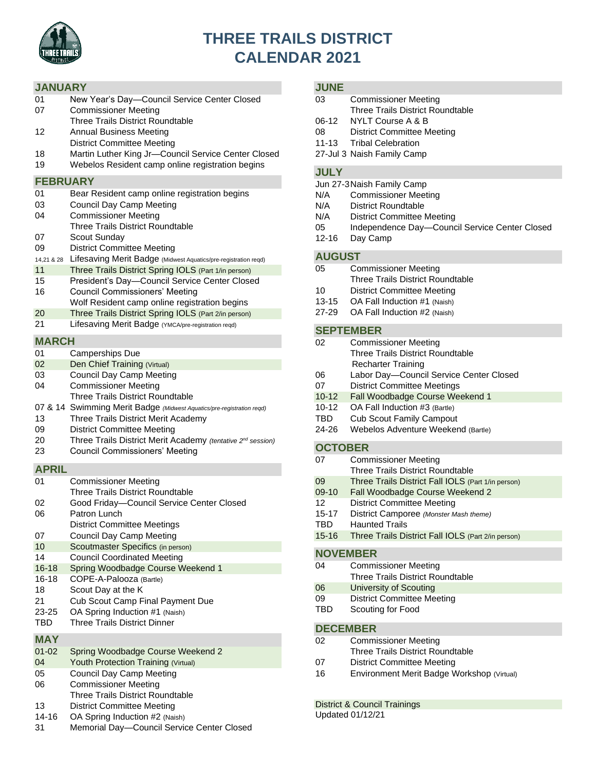# THREE TRAILS DISTRICT CALENDAR 2021

## JANUARY

| | |
|---|---|
| 01 | New Year's Day—Council Service Center Closed |
| 07 | Commissioner Meeting |
| | Three Trails District Roundtable |
| 12 | Annual Business Meeting |
| | District Committee Meeting |
| 18 | Martin Luther King Jr—Council Service Center Closed |
| 19 | Webelos Resident camp online registration begins |

## FEBRUARY

| | |
|---|---|
| 01 | Bear Resident camp online registration begins |
| 03 | Council Day Camp Meeting |
| 04 | Commissioner Meeting |
| | Three Trails District Roundtable |
| 07 | Scout Sunday |
| 09 | District Committee Meeting |
| 14,21 & 28 | Lifesaving Merit Badge (Midwest Aquatics/pre-registration reqd) |
| 11 | Three Trails District Spring IOLS (Part 1/in person) |
| 15 | President's Day—Council Service Center Closed |
| 16 | Council Commissioners' Meeting |
| | Wolf Resident camp online registration begins |
| 20 | Three Trails District Spring IOLS (Part 2/in person) |
| 21 | Lifesaving Merit Badge (YMCA/pre-registration reqd) |

## MARCH

| | |
|---|---|
| 01 | Camperships Due |
| 02 | Den Chief Training (Virtual) |
| 03 | Council Day Camp Meeting |
| 04 | Commissioner Meeting |
| | Three Trails District Roundtable |
| 07 & 14 | Swimming Merit Badge *(Midwest Aquatics/pre-registration reqd)* |
| 13 | Three Trails District Merit Academy |
| 09 | District Committee Meeting |
| 20 | Three Trails District Merit Academy *(tentative 2nd session)* |
| 23 | Council Commissioners' Meeting |

## APRIL

| | |
|---|---|
| 01 | Commissioner Meeting |
| | Three Trails District Roundtable |
| 02 | Good Friday—Council Service Center Closed |
| 06 | Patron Lunch |
| | District Committee Meetings |
| 07 | Council Day Camp Meeting |
| 10 | Scoutmaster Specifics (in person) |
| 14 | Council Coordinated Meeting |
| 16-18 | Spring Woodbadge Course Weekend 1 |
| 16-18 | COPE-A-Palooza (Bartle) |
| 18 | Scout Day at the K |
| 21 | Cub Scout Camp Final Payment Due |
| 23-25 | OA Spring Induction #1 (Naish) |
| TBD | Three Trails District Dinner |

## MAY

| | |
|---|---|
| 01-02 | Spring Woodbadge Course Weekend 2 |
| 04 | Youth Protection Training (Virtual) |
| 05 | Council Day Camp Meeting |
| 06 | Commissioner Meeting |
| | Three Trails District Roundtable |
| 13 | District Committee Meeting |
| 14-16 | OA Spring Induction #2 (Naish) |
| 31 | Memorial Day—Council Service Center Closed |

## JUNE

| | |
|---|---|
| 03 | Commissioner Meeting |
| | Three Trails District Roundtable |
| 06-12 | NYLT Course A & B |
| 08 | District Committee Meeting |
| 11-13 | Tribal Celebration |
| 27-Jul 3 | Naish Family Camp |

## JULY

| | |
|---|---|
| Jun 27-3 | Naish Family Camp |
| N/A | Commissioner Meeting |
| N/A | District Roundtable |
| N/A | District Committee Meeting |
| 05 | Independence Day—Council Service Center Closed |
| 12-16 | Day Camp |

## AUGUST

| | |
|---|---|
| 05 | Commissioner Meeting |
| | Three Trails District Roundtable |
| 10 | District Committee Meeting |
| 13-15 | OA Fall Induction #1 (Naish) |
| 27-29 | OA Fall Induction #2 (Naish) |

## SEPTEMBER

| | |
|---|---|
| 02 | Commissioner Meeting |
| | Three Trails District Roundtable |
| | Recharter Training |
| 06 | Labor Day—Council Service Center Closed |
| 07 | District Committee Meetings |
| 10-12 | Fall Woodbadge Course Weekend 1 |
| 10-12 | OA Fall Induction #3 (Bartle) |
| TBD | Cub Scout Family Campout |
| 24-26 | Webelos Adventure Weekend (Bartle) |

## OCTOBER

| | |
|---|---|
| 07 | Commissioner Meeting |
| | Three Trails District Roundtable |
| 09 | Three Trails District Fall IOLS (Part 1/in person) |
| 09-10 | Fall Woodbadge Course Weekend 2 |
| 12 | District Committee Meeting |
| 15-17 | District Camporee *(Monster Mash theme)* |
| TBD | Haunted Trails |
| 15-16 | Three Trails District Fall IOLS (Part 2/in person) |

## NOVEMBER

| | |
|---|---|
| 04 | Commissioner Meeting |
| | Three Trails District Roundtable |
| 06 | University of Scouting |
| 09 | District Committee Meeting |
| TBD | Scouting for Food |

## DECEMBER

| | |
|---|---|
| 02 | Commissioner Meeting |
| | Three Trails District Roundtable |
| 07 | District Committee Meeting |
| 16 | Environment Merit Badge Workshop (Virtual) |

District & Council Trainings

Updated 01/12/21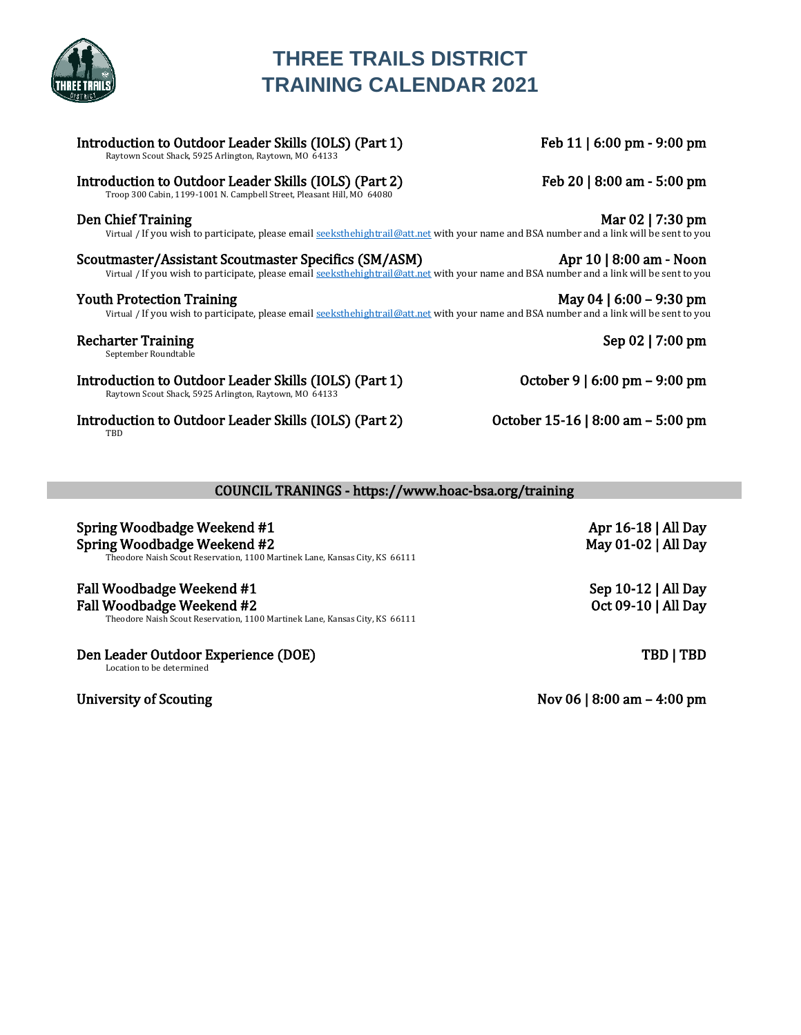# THREE TRAILS DISTRICT
# TRAINING CALENDAR 2021

**Introduction to Outdoor Leader Skills (IOLS) (Part 1)** — **Feb 11 | 6:00 pm - 9:00 pm**
Raytown Scout Shack, 5925 Arlington, Raytown, MO 64133

**Introduction to Outdoor Leader Skills (IOLS) (Part 2)** — **Feb 20 | 8:00 am - 5:00 pm**
Troop 300 Cabin, 1199-1001 N. Campbell Street, Pleasant Hill, MO 64080

**Den Chief Training** — **Mar 02 | 7:30 pm**
Virtual / If you wish to participate, please email seeksthehightrail@att.net with your name and BSA number and a link will be sent to you

**Scoutmaster/Assistant Scoutmaster Specifics (SM/ASM)** — **Apr 10 | 8:00 am - Noon**
Virtual / If you wish to participate, please email seeksthehightrail@att.net with your name and BSA number and a link will be sent to you

**Youth Protection Training** — **May 04 | 6:00 – 9:30 pm**
Virtual / If you wish to participate, please email seeksthehightrail@att.net with your name and BSA number and a link will be sent to you

**Recharter Training** — **Sep 02 | 7:00 pm**
September Roundtable

**Introduction to Outdoor Leader Skills (IOLS) (Part 1)** — **October 9 | 6:00 pm – 9:00 pm**
Raytown Scout Shack, 5925 Arlington, Raytown, MO 64133

**Introduction to Outdoor Leader Skills (IOLS) (Part 2)** — **October 15-16 | 8:00 am – 5:00 pm**
TBD

## COUNCIL TRANINGS - https://www.hoac-bsa.org/training

**Spring Woodbadge Weekend #1** — **Apr 16-18 | All Day**
**Spring Woodbadge Weekend #2** — **May 01-02 | All Day**
Theodore Naish Scout Reservation, 1100 Martinek Lane, Kansas City, KS 66111

**Fall Woodbadge Weekend #1** — **Sep 10-12 | All Day**
**Fall Woodbadge Weekend #2** — **Oct 09-10 | All Day**
Theodore Naish Scout Reservation, 1100 Martinek Lane, Kansas City, KS 66111

**Den Leader Outdoor Experience (DOE)** — **TBD | TBD**
Location to be determined

**University of Scouting** — **Nov 06 | 8:00 am – 4:00 pm**